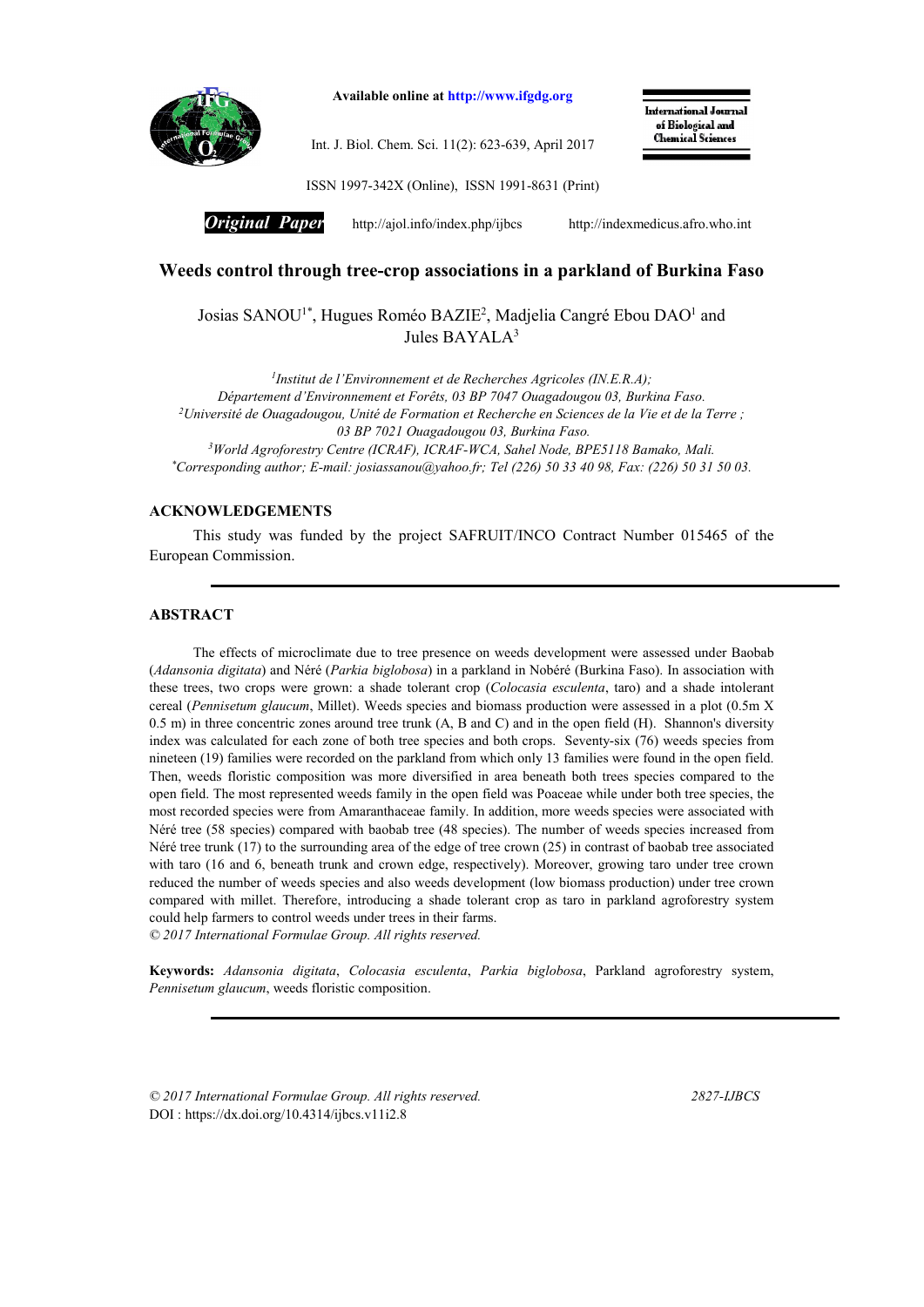# Weeds control through tree-crop associations in a parkland of Burkina Faso

Josias SANOU[1*], Hugues Roméo BAZIE[2], Madjelia Cangré Ebou DAO[1] and Jules BAYALA[3]

[1]*Institut de l'Environnement et de Recherches Agricoles (IN.E.R.A); Département d'Environnement et Forêts, 03 BP 7047 Ouagadougou 03, Burkina Faso.*
[2]*Université de Ouagadougou, Unité de Formation et Recherche en Sciences de la Vie et de la Terre ; 03 BP 7021 Ouagadougou 03, Burkina Faso.*
[3]*World Agroforestry Centre (ICRAF), ICRAF-WCA, Sahel Node, BPE5118 Bamako, Mali.*
[*]*Corresponding author; E-mail: josiassanou@yahoo.fr; Tel (226) 50 33 40 98, Fax: (226) 50 31 50 03.*

## ACKNOWLEDGEMENTS

This study was funded by the project SAFRUIT/INCO Contract Number 015465 of the European Commission.

## ABSTRACT

The effects of microclimate due to tree presence on weeds development were assessed under Baobab (*Adansonia digitata*) and Néré (*Parkia biglobosa*) in a parkland in Nobéré (Burkina Faso). In association with these trees, two crops were grown: a shade tolerant crop (*Colocasia esculenta*, taro) and a shade intolerant cereal (*Pennisetum glaucum*, Millet). Weeds species and biomass production were assessed in a plot (0.5m X 0.5 m) in three concentric zones around tree trunk (A, B and C) and in the open field (H). Shannon's diversity index was calculated for each zone of both tree species and both crops. Seventy-six (76) weeds species from nineteen (19) families were recorded on the parkland from which only 13 families were found in the open field. Then, weeds floristic composition was more diversified in area beneath both trees species compared to the open field. The most represented weeds family in the open field was Poaceae while under both tree species, the most recorded species were from Amaranthaceae family. In addition, more weeds species were associated with Néré tree (58 species) compared with baobab tree (48 species). The number of weeds species increased from Néré tree trunk (17) to the surrounding area of the edge of tree crown (25) in contrast of baobab tree associated with taro (16 and 6, beneath trunk and crown edge, respectively). Moreover, growing taro under tree crown reduced the number of weeds species and also weeds development (low biomass production) under tree crown compared with millet. Therefore, introducing a shade tolerant crop as taro in parkland agroforestry system could help farmers to control weeds under trees in their farms.
*© 2017 International Formulae Group. All rights reserved.*

**Keywords:** *Adansonia digitata*, *Colocasia esculenta*, *Parkia biglobosa*, Parkland agroforestry system, *Pennisetum glaucum*, weeds floristic composition.

*© 2017 International Formulae Group. All rights reserved.* 2827-IJBCS
DOI : https://dx.doi.org/10.4314/ijbcs.v11i2.8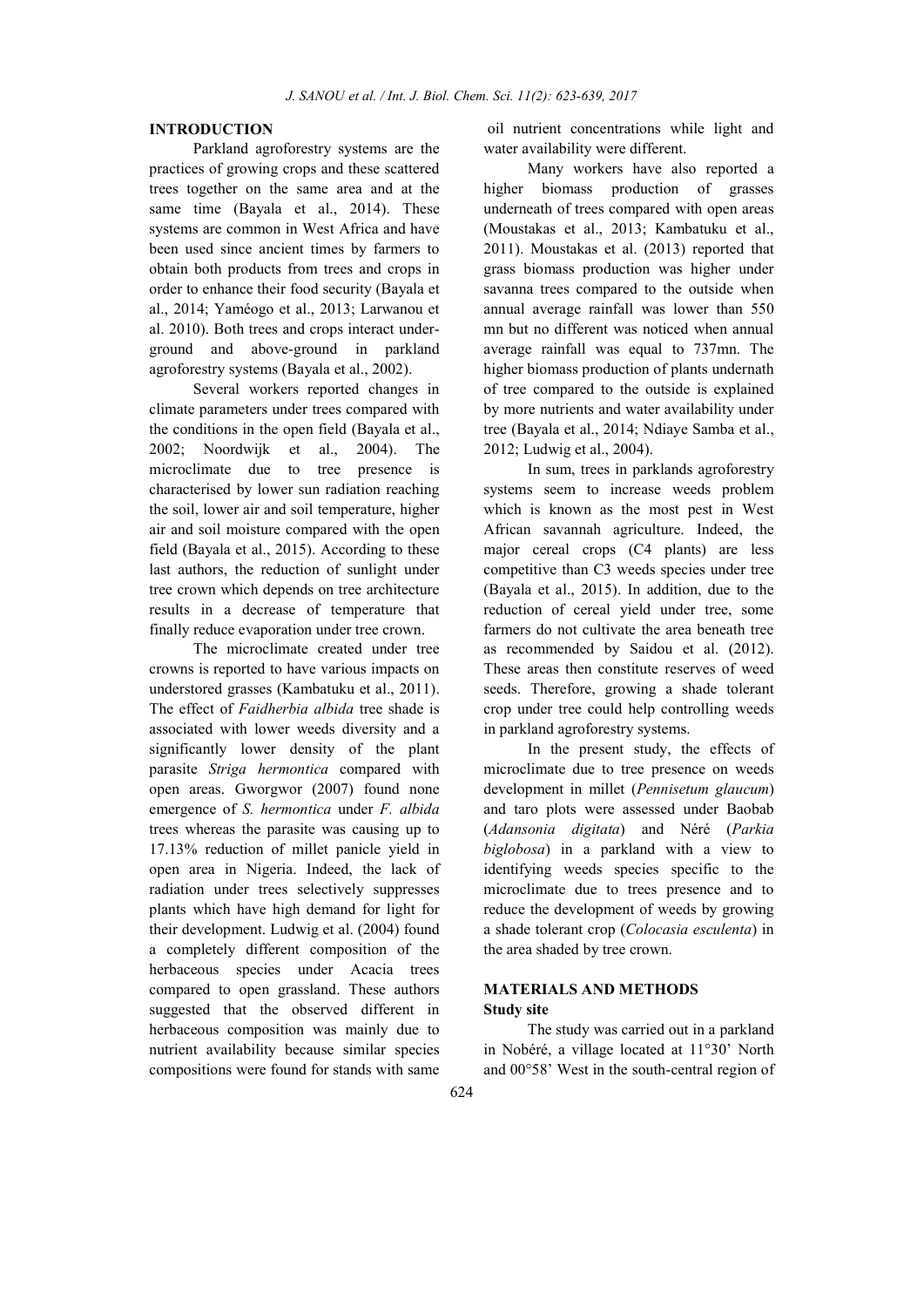## INTRODUCTION

Parkland agroforestry systems are the practices of growing crops and these scattered trees together on the same area and at the same time (Bayala et al., 2014). These systems are common in West Africa and have been used since ancient times by farmers to obtain both products from trees and crops in order to enhance their food security (Bayala et al., 2014; Yaméogo et al., 2013; Larwanou et al. 2010). Both trees and crops interact underground and above-ground in parkland agroforestry systems (Bayala et al., 2002).

Several workers reported changes in climate parameters under trees compared with the conditions in the open field (Bayala et al., 2002; Noordwijk et al., 2004). The microclimate due to tree presence is characterised by lower sun radiation reaching the soil, lower air and soil temperature, higher air and soil moisture compared with the open field (Bayala et al., 2015). According to these last authors, the reduction of sunlight under tree crown which depends on tree architecture results in a decrease of temperature that finally reduce evaporation under tree crown.

The microclimate created under tree crowns is reported to have various impacts on understored grasses (Kambatuku et al., 2011). The effect of *Faidherbia albida* tree shade is associated with lower weeds diversity and a significantly lower density of the plant parasite *Striga hermontica* compared with open areas. Gworgwor (2007) found none emergence of *S. hermontica* under *F. albida* trees whereas the parasite was causing up to 17.13% reduction of millet panicle yield in open area in Nigeria. Indeed, the lack of radiation under trees selectively suppresses plants which have high demand for light for their development. Ludwig et al. (2004) found a completely different composition of the herbaceous species under Acacia trees compared to open grassland. These authors suggested that the observed different in herbaceous composition was mainly due to nutrient availability because similar species compositions were found for stands with same oil nutrient concentrations while light and water availability were different.

Many workers have also reported a higher biomass production of grasses underneath of trees compared with open areas (Moustakas et al., 2013; Kambatuku et al., 2011). Moustakas et al. (2013) reported that grass biomass production was higher under savanna trees compared to the outside when annual average rainfall was lower than 550 mn but no different was noticed when annual average rainfall was equal to 737mn. The higher biomass production of plants undernath of tree compared to the outside is explained by more nutrients and water availability under tree (Bayala et al., 2014; Ndiaye Samba et al., 2012; Ludwig et al., 2004).

In sum, trees in parklands agroforestry systems seem to increase weeds problem which is known as the most pest in West African savannah agriculture. Indeed, the major cereal crops (C4 plants) are less competitive than C3 weeds species under tree (Bayala et al., 2015). In addition, due to the reduction of cereal yield under tree, some farmers do not cultivate the area beneath tree as recommended by Saidou et al. (2012). These areas then constitute reserves of weed seeds. Therefore, growing a shade tolerant crop under tree could help controlling weeds in parkland agroforestry systems.

In the present study, the effects of microclimate due to tree presence on weeds development in millet (*Pennisetum glaucum*) and taro plots were assessed under Baobab (*Adansonia digitata*) and Néré (*Parkia biglobosa*) in a parkland with a view to identifying weeds species specific to the microclimate due to trees presence and to reduce the development of weeds by growing a shade tolerant crop (*Colocasia esculenta*) in the area shaded by tree crown.

## MATERIALS AND METHODS

### Study site

The study was carried out in a parkland in Nobéré, a village located at 11°30' North and 00°58' West in the south-central region of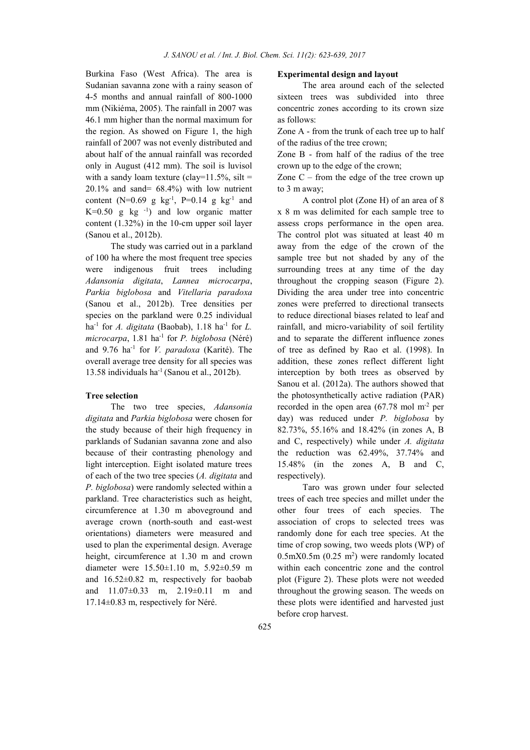Burkina Faso (West Africa). The area is Sudanian savanna zone with a rainy season of 4-5 months and annual rainfall of 800-1000 mm (Nikiéma, 2005). The rainfall in 2007 was 46.1 mm higher than the normal maximum for the region. As showed on Figure 1, the high rainfall of 2007 was not evenly distributed and about half of the annual rainfall was recorded only in August (412 mm). The soil is luvisol with a sandy loam texture (clay=11.5%, silt = 20.1% and sand= 68.4%) with low nutrient content (N=0.69 g $kg^{-1}$, P=0.14 g $kg^{-1}$ and K=0.50 g $kg^{-1}$) and low organic matter content (1.32%) in the 10-cm upper soil layer (Sanou et al., 2012b).

The study was carried out in a parkland of 100 ha where the most frequent tree species were indigenous fruit trees including *Adansonia digitata*, *Lannea microcarpa*, *Parkia biglobosa* and *Vitellaria paradoxa* (Sanou et al., 2012b). Tree densities per species on the parkland were 0.25 individual $ha^{-1}$ for *A. digitata* (Baobab), 1.18 $ha^{-1}$ for *L. microcarpa*, 1.81 $ha^{-1}$ for *P. biglobosa* (Néré) and 9.76 $ha^{-1}$ for *V. paradoxa* (Karité). The overall average tree density for all species was 13.58 individuals $ha^{-1}$ (Sanou et al., 2012b).

**Tree selection**

The two tree species, *Adansonia digitata* and *Parkia biglobosa* were chosen for the study because of their high frequency in parklands of Sudanian savanna zone and also because of their contrasting phenology and light interception. Eight isolated mature trees of each of the two tree species (*A. digitata* and *P. biglobosa*) were randomly selected within a parkland. Tree characteristics such as height, circumference at 1.30 m aboveground and average crown (north-south and east-west orientations) diameters were measured and used to plan the experimental design. Average height, circumference at 1.30 m and crown diameter were 15.50±1.10 m, 5.92±0.59 m and 16.52±0.82 m, respectively for baobab and 11.07±0.33 m, 2.19±0.11 m and 17.14±0.83 m, respectively for Néré.

**Experimental design and layout**

The area around each of the selected sixteen trees was subdivided into three concentric zones according to its crown size as follows:

Zone A - from the trunk of each tree up to half of the radius of the tree crown;

Zone B - from half of the radius of the tree crown up to the edge of the crown;

Zone C – from the edge of the tree crown up to 3 m away;

A control plot (Zone H) of an area of 8 x 8 m was delimited for each sample tree to assess crops performance in the open area. The control plot was situated at least 40 m away from the edge of the crown of the sample tree but not shaded by any of the surrounding trees at any time of the day throughout the cropping season (Figure 2). Dividing the area under tree into concentric zones were preferred to directional transects to reduce directional biases related to leaf and rainfall, and micro-variability of soil fertility and to separate the different influence zones of tree as defined by Rao et al. (1998). In addition, these zones reflect different light interception by both trees as observed by Sanou et al. (2012a). The authors showed that the photosynthetically active radiation (PAR) recorded in the open area (67.78 mol $m^{-2}$ per day) was reduced under *P. biglobosa* by 82.73%, 55.16% and 18.42% (in zones A, B and C, respectively) while under *A. digitata* the reduction was 62.49%, 37.74% and 15.48% (in the zones A, B and C, respectively).

Taro was grown under four selected trees of each tree species and millet under the other four trees of each species. The association of crops to selected trees was randomly done for each tree species. At the time of crop sowing, two weeds plots (WP) of 0.5mX0.5m (0.25 $m^2$) were randomly located within each concentric zone and the control plot (Figure 2). These plots were not weeded throughout the growing season. The weeds on these plots were identified and harvested just before crop harvest.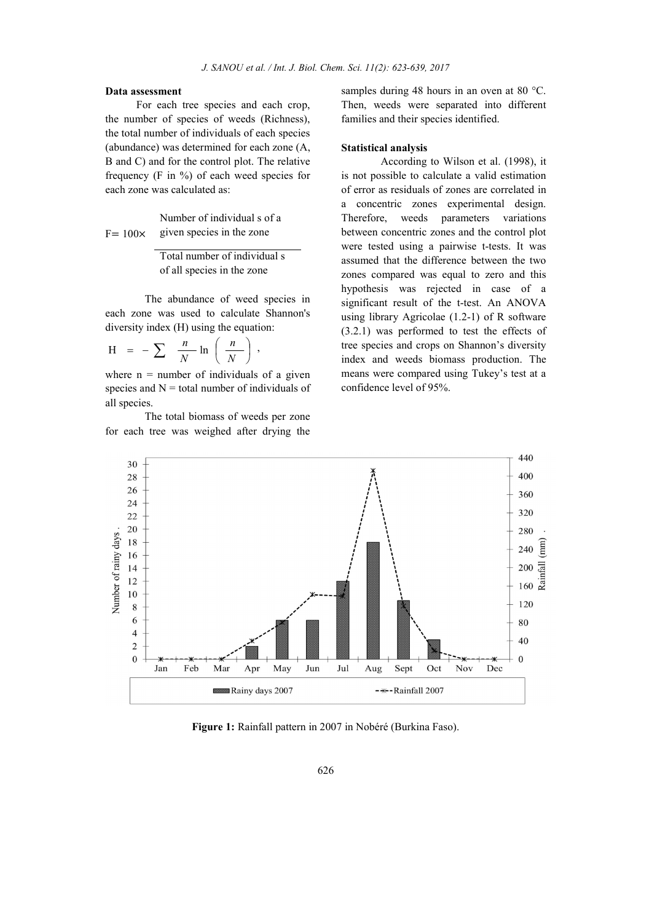### Data assessment

For each tree species and each crop, the number of species of weeds (Richness), the total number of individuals of each species (abundance) was determined for each zone (A, B and C) and for the control plot. The relative frequency (F in %) of each weed species for each zone was calculated as:

$$F = 100 \times \frac{\text{Number of individuals of a given species in the zone}}{\text{Total number of individuals of all species in the zone}}$$

The abundance of weed species in each zone was used to calculate Shannon's diversity index (H) using the equation:

$$H = -\sum \frac{n}{N} \ln\left(\frac{n}{N}\right),$$

where n = number of individuals of a given species and N = total number of individuals of all species.

The total biomass of weeds per zone for each tree was weighed after drying the samples during 48 hours in an oven at 80 °C. Then, weeds were separated into different families and their species identified.

### Statistical analysis

According to Wilson et al. (1998), it is not possible to calculate a valid estimation of error as residuals of zones are correlated in a concentric zones experimental design. Therefore, weeds parameters variations between concentric zones and the control plot were tested using a pairwise t-tests. It was assumed that the difference between the two zones compared was equal to zero and this hypothesis was rejected in case of a significant result of the t-test. An ANOVA using library Agricolae (1.2-1) of R software (3.2.1) was performed to test the effects of tree species and crops on Shannon's diversity index and weeds biomass production. The means were compared using Tukey's test at a confidence level of 95%.

**Figure 1:** Rainfall pattern in 2007 in Nobéré (Burkina Faso).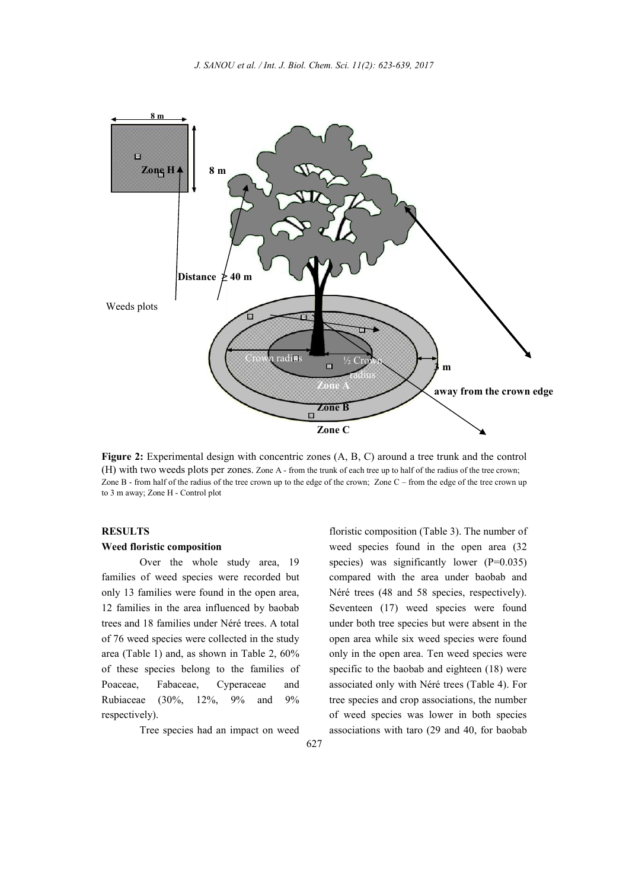**Figure 2:** Experimental design with concentric zones (A, B, C) around a tree trunk and the control (H) with two weeds plots per zones. Zone A - from the trunk of each tree up to half of the radius of the tree crown; Zone B - from half of the radius of the tree crown up to the edge of the crown; Zone C – from the edge of the tree crown up to 3 m away; Zone H - Control plot

## RESULTS

### Weed floristic composition

Over the whole study area, 19 families of weed species were recorded but only 13 families were found in the open area, 12 families in the area influenced by baobab trees and 18 families under Néré trees. A total of 76 weed species were collected in the study area (Table 1) and, as shown in Table 2, 60% of these species belong to the families of Poaceae, Fabaceae, Cyperaceae and Rubiaceae (30%, 12%, 9% and 9% respectively).

Tree species had an impact on weed floristic composition (Table 3). The number of weed species found in the open area (32 species) was significantly lower (P=0.035) compared with the area under baobab and Néré trees (48 and 58 species, respectively). Seventeen (17) weed species were found under both tree species but were absent in the open area while six weed species were found only in the open area. Ten weed species were specific to the baobab and eighteen (18) were associated only with Néré trees (Table 4). For tree species and crop associations, the number of weed species was lower in both species associations with taro (29 and 40, for baobab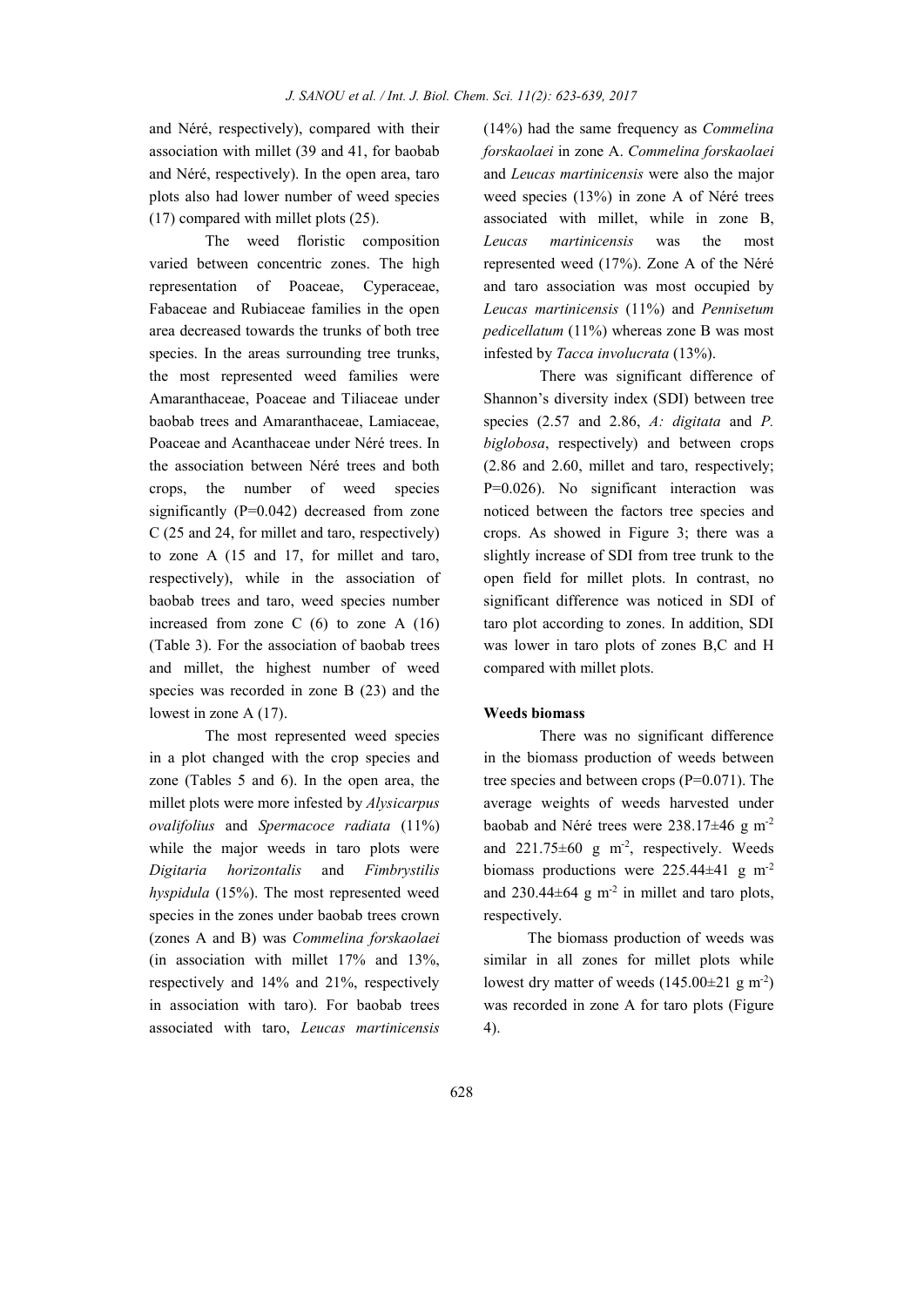and Néré, respectively), compared with their association with millet (39 and 41, for baobab and Néré, respectively). In the open area, taro plots also had lower number of weed species (17) compared with millet plots (25).

The weed floristic composition varied between concentric zones. The high representation of Poaceae, Cyperaceae, Fabaceae and Rubiaceae families in the open area decreased towards the trunks of both tree species. In the areas surrounding tree trunks, the most represented weed families were Amaranthaceae, Poaceae and Tiliaceae under baobab trees and Amaranthaceae, Lamiaceae, Poaceae and Acanthaceae under Néré trees. In the association between Néré trees and both crops, the number of weed species significantly (P=0.042) decreased from zone C (25 and 24, for millet and taro, respectively) to zone A (15 and 17, for millet and taro, respectively), while in the association of baobab trees and taro, weed species number increased from zone C (6) to zone A (16) (Table 3). For the association of baobab trees and millet, the highest number of weed species was recorded in zone B (23) and the lowest in zone A (17).

The most represented weed species in a plot changed with the crop species and zone (Tables 5 and 6). In the open area, the millet plots were more infested by *Alysicarpus ovalifolius* and *Spermacoce radiata* (11%) while the major weeds in taro plots were *Digitaria horizontalis* and *Fimbrystilis hyspidula* (15%). The most represented weed species in the zones under baobab trees crown (zones A and B) was *Commelina forskaolaei* (in association with millet 17% and 13%, respectively and 14% and 21%, respectively in association with taro). For baobab trees associated with taro, *Leucas martinicensis* (14%) had the same frequency as *Commelina forskaolaei* in zone A. *Commelina forskaolaei* and *Leucas martinicensis* were also the major weed species (13%) in zone A of Néré trees associated with millet, while in zone B, *Leucas martinicensis* was the most represented weed (17%). Zone A of the Néré and taro association was most occupied by *Leucas martinicensis* (11%) and *Pennisetum pedicellatum* (11%) whereas zone B was most infested by *Tacca involucrata* (13%).

There was significant difference of Shannon's diversity index (SDI) between tree species (2.57 and 2.86, *A: digitata* and *P. biglobosa*, respectively) and between crops (2.86 and 2.60, millet and taro, respectively; P=0.026). No significant interaction was noticed between the factors tree species and crops. As showed in Figure 3; there was a slightly increase of SDI from tree trunk to the open field for millet plots. In contrast, no significant difference was noticed in SDI of taro plot according to zones. In addition, SDI was lower in taro plots of zones B,C and H compared with millet plots.

### Weeds biomass

There was no significant difference in the biomass production of weeds between tree species and between crops (P=0.071). The average weights of weeds harvested under baobab and Néré trees were 238.17±46 g $m^{-2}$ and 221.75±60 g $m^{-2}$, respectively. Weeds biomass productions were 225.44±41 g $m^{-2}$ and 230.44±64 g $m^{-2}$ in millet and taro plots, respectively.

The biomass production of weeds was similar in all zones for millet plots while lowest dry matter of weeds (145.00±21 g $m^{-2}$) was recorded in zone A for taro plots (Figure 4).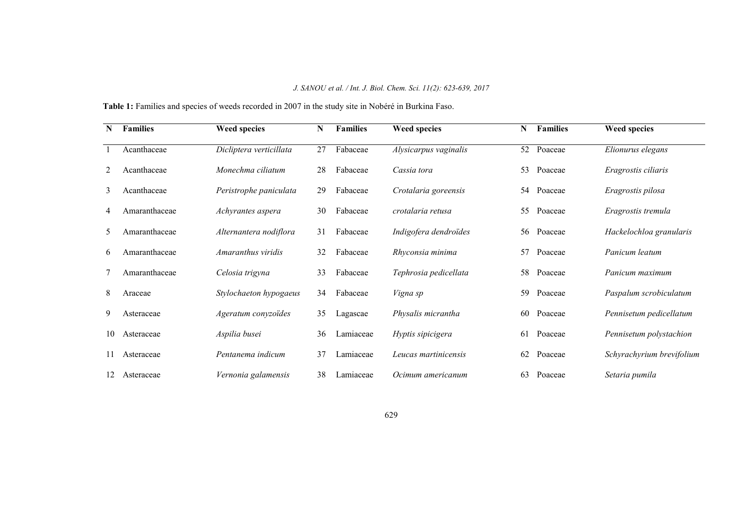**Table 1:** Families and species of weeds recorded in 2007 in the study site in Nobéré in Burkina Faso.

| N | Families | Weed species | N | Families | Weed species | N | Families | Weed species |
|---|---|---|---|---|---|---|---|---|
| 1 | Acanthaceae | *Dicliptera verticillata* | 27 | Fabaceae | *Alysicarpus vaginalis* | 52 | Poaceae | *Elionurus elegans* |
| 2 | Acanthaceae | *Monechma ciliatum* | 28 | Fabaceae | *Cassia tora* | 53 | Poaceae | *Eragrostis ciliaris* |
| 3 | Acanthaceae | *Peristrophe paniculata* | 29 | Fabaceae | *Crotalaria goreensis* | 54 | Poaceae | *Eragrostis pilosa* |
| 4 | Amaranthaceae | *Achyrantes aspera* | 30 | Fabaceae | *crotalaria retusa* | 55 | Poaceae | *Eragrostis tremula* |
| 5 | Amaranthaceae | *Alternantera nodiflora* | 31 | Fabaceae | *Indigofera dendroïdes* | 56 | Poaceae | *Hackelochloa granularis* |
| 6 | Amaranthaceae | *Amaranthus viridis* | 32 | Fabaceae | *Rhyconsia minima* | 57 | Poaceae | *Panicum leatum* |
| 7 | Amaranthaceae | *Celosia trigyna* | 33 | Fabaceae | *Tephrosia pedicellata* | 58 | Poaceae | *Panicum maximum* |
| 8 | Araceae | *Stylochaeton hypogaeus* | 34 | Fabaceae | *Vigna sp* | 59 | Poaceae | *Paspalum scrobiculatum* |
| 9 | Asteraceae | *Ageratum conyzoïdes* | 35 | Lagascae | *Physalis micrantha* | 60 | Poaceae | *Pennisetum pedicellatum* |
| 10 | Asteraceae | *Aspilia busei* | 36 | Lamiaceae | *Hyptis sipicigera* | 61 | Poaceae | *Pennisetum polystachion* |
| 11 | Asteraceae | *Pentanema indicum* | 37 | Lamiaceae | *Leucas martinicensis* | 62 | Poaceae | *Schyrachyrium brevifolium* |
| 12 | Asteraceae | *Vernonia galamensis* | 38 | Lamiaceae | *Ocimum americanum* | 63 | Poaceae | *Setaria pumila* |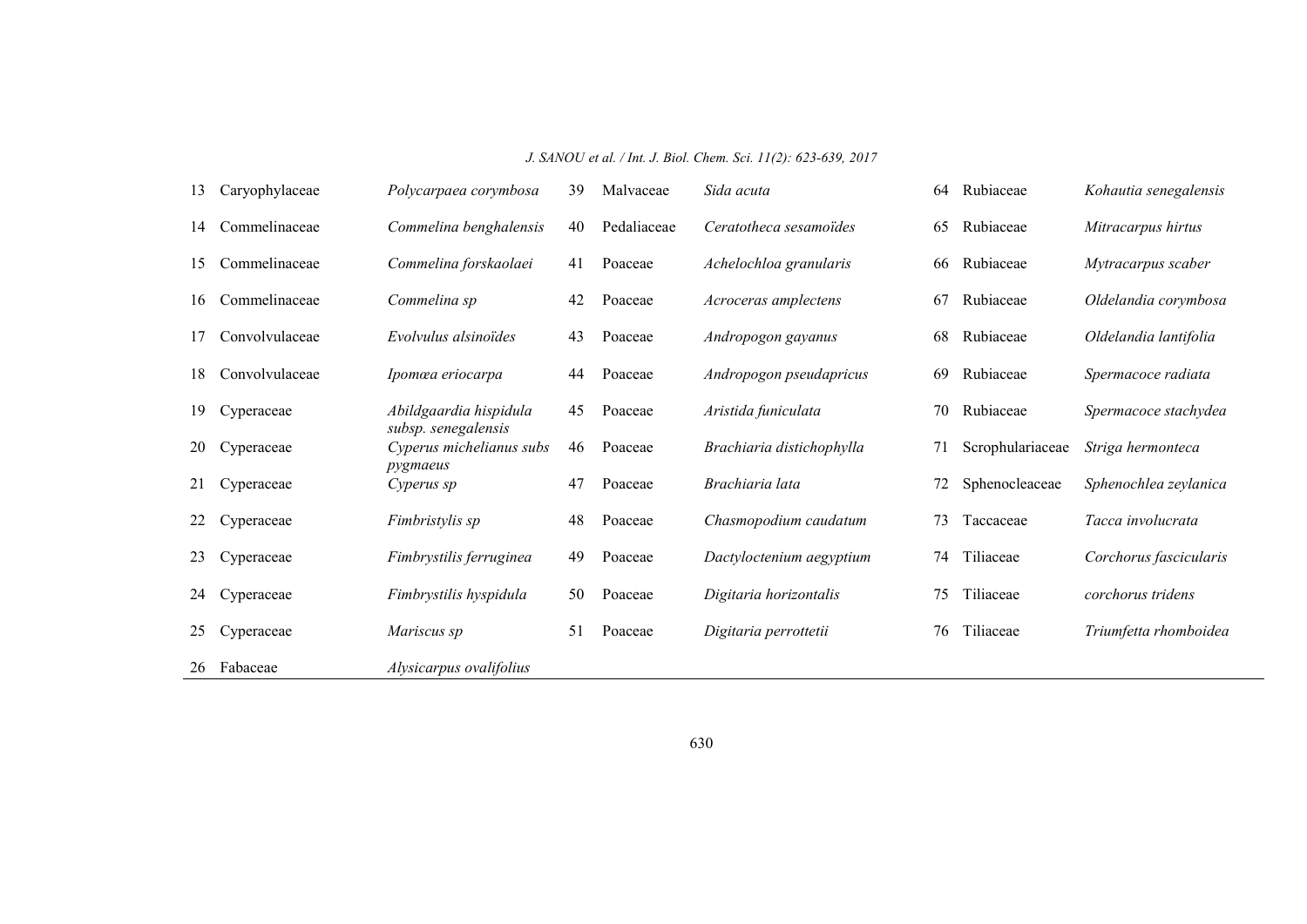| | | | | | | | | |
|---|---|---|---|---|---|---|---|---|
| 13 | Caryophylaceae | *Polycarpaea corymbosa* | 39 | Malvaceae | *Sida acuta* | 64 | Rubiaceae | *Kohautia senegalensis* |
| 14 | Commelinaceae | *Commelina benghalensis* | 40 | Pedaliaceae | *Ceratotheca sesamoïdes* | 65 | Rubiaceae | *Mitracarpus hirtus* |
| 15 | Commelinaceae | *Commelina forskaolaei* | 41 | Poaceae | *Achelochloa granularis* | 66 | Rubiaceae | *Mytracarpus scaber* |
| 16 | Commelinaceae | *Commelina sp* | 42 | Poaceae | *Acroceras amplectens* | 67 | Rubiaceae | *Oldelandia corymbosa* |
| 17 | Convolvulaceae | *Evolvulus alsinoïdes* | 43 | Poaceae | *Andropogon gayanus* | 68 | Rubiaceae | *Oldelandia lantifolia* |
| 18 | Convolvulaceae | *Ipomœa eriocarpa* | 44 | Poaceae | *Andropogon pseudapricus* | 69 | Rubiaceae | *Spermacoce radiata* |
| 19 | Cyperaceae | *Abildgaardia hispidula subsp. senegalensis* | 45 | Poaceae | *Aristida funiculata* | 70 | Rubiaceae | *Spermacoce stachydea* |
| 20 | Cyperaceae | *Cyperus michelianus subs pygmaeus* | 46 | Poaceae | *Brachiaria distichophylla* | 71 | Scrophulariaceae | *Striga hermonteca* |
| 21 | Cyperaceae | *Cyperus sp* | 47 | Poaceae | *Brachiaria lata* | 72 | Sphenocleaceae | *Sphenochlea zeylanica* |
| 22 | Cyperaceae | *Fimbristylis sp* | 48 | Poaceae | *Chasmopodium caudatum* | 73 | Taccaceae | *Tacca involucrata* |
| 23 | Cyperaceae | *Fimbrystilis ferruginea* | 49 | Poaceae | *Dactyloctenium aegyptium* | 74 | Tiliaceae | *Corchorus fascicularis* |
| 24 | Cyperaceae | *Fimbrystilis hyspidula* | 50 | Poaceae | *Digitaria horizontalis* | 75 | Tiliaceae | *corchorus tridens* |
| 25 | Cyperaceae | *Mariscus sp* | 51 | Poaceae | *Digitaria perrottetii* | 76 | Tiliaceae | *Triumfetta rhomboidea* |
| 26 | Fabaceae | *Alysicarpus ovalifolius* | | | | | | |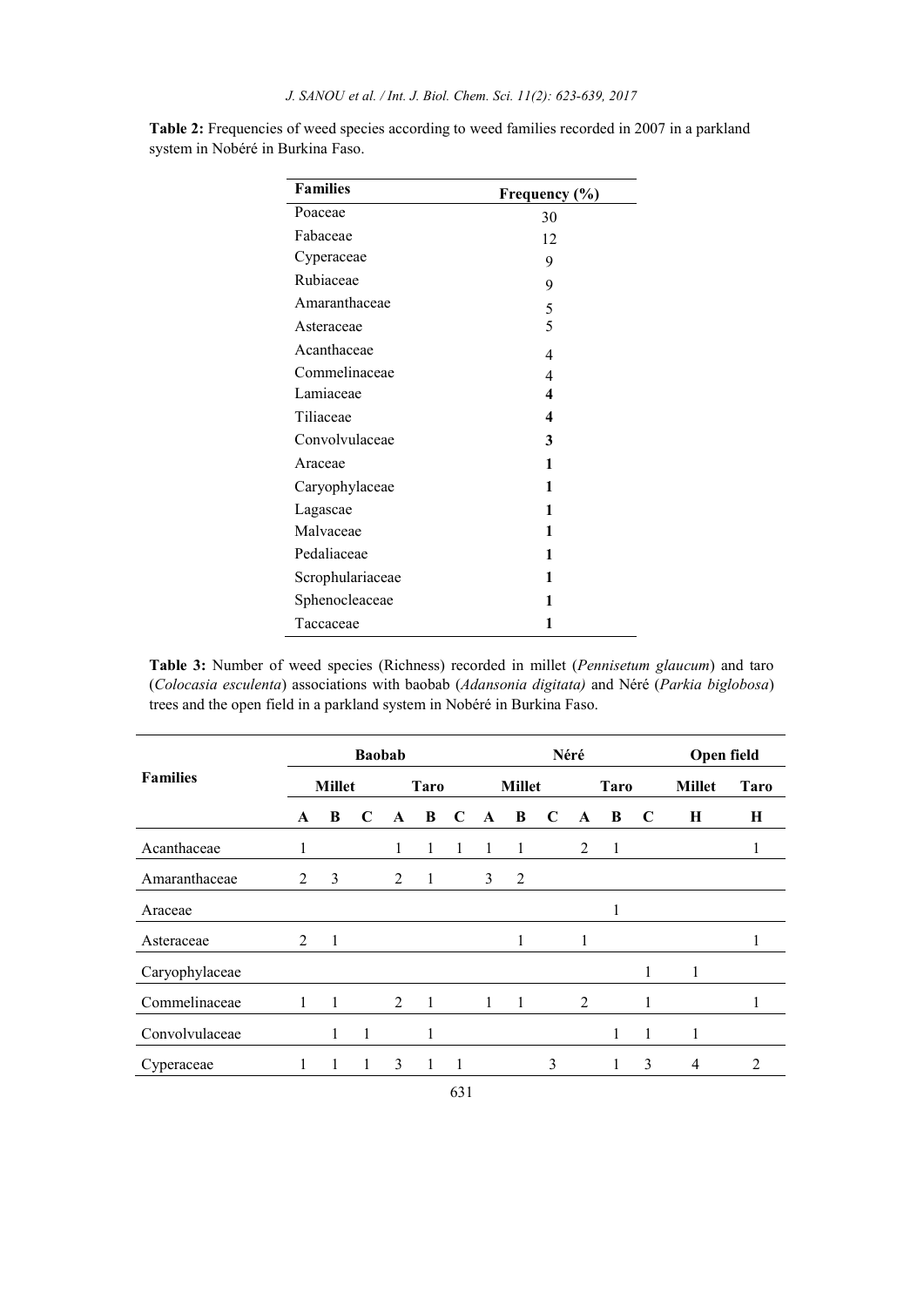**Table 2:** Frequencies of weed species according to weed families recorded in 2007 in a parkland system in Nobéré in Burkina Faso.

| Families | Frequency (%) |
|---|---|
| Poaceae | 30 |
| Fabaceae | 12 |
| Cyperaceae | 9 |
| Rubiaceae | 9 |
| Amaranthaceae | 5 |
| Asteraceae | 5 |
| Acanthaceae | 4 |
| Commelinaceae | 4 |
| Lamiaceae | **4** |
| Tiliaceae | **4** |
| Convolvulaceae | **3** |
| Araceae | **1** |
| Caryophylaceae | **1** |
| Lagascae | **1** |
| Malvaceae | **1** |
| Pedaliaceae | **1** |
| Scrophulariaceae | **1** |
| Sphenocleaceae | **1** |
| Taccaceae | **1** |

**Table 3:** Number of weed species (Richness) recorded in millet (*Pennisetum glaucum*) and taro (*Colocasia esculenta*) associations with baobab (*Adansonia digitata)* and Néré (*Parkia biglobosa*) trees and the open field in a parkland system in Nobéré in Burkina Faso.

| **Families** | **Baobab** | | | | | | **Néré** | | | | | | **Open field** | |
|---|---|---|---|---|---|---|---|---|---|---|---|---|---|---|
| | **Millet** | | | **Taro** | | | **Millet** | | | **Taro** | | | **Millet** | **Taro** |
| | **A** | **B** | **C** | **A** | **B** | **C** | **A** | **B** | **C** | **A** | **B** | **C** | **H** | **H** |
| Acanthaceae | 1 | | | 1 | 1 | 1 | 1 | 1 | | 2 | 1 | | | 1 |
| Amaranthaceae | 2 | 3 | | 2 | 1 | | 3 | 2 | | | | | | |
| Araceae | | | | | | | | | | | 1 | | | |
| Asteraceae | 2 | 1 | | | | | | 1 | | 1 | | | | 1 |
| Caryophylaceae | | | | | | | | | | | | 1 | 1 | |
| Commelinaceae | 1 | 1 | | 2 | 1 | | 1 | 1 | | 2 | | 1 | | 1 |
| Convolvulaceae | | 1 | 1 | | 1 | | | | | | 1 | 1 | 1 | |
| Cyperaceae | 1 | 1 | 1 | 3 | 1 | 1 | | | 3 | | 1 | 3 | 4 | 2 |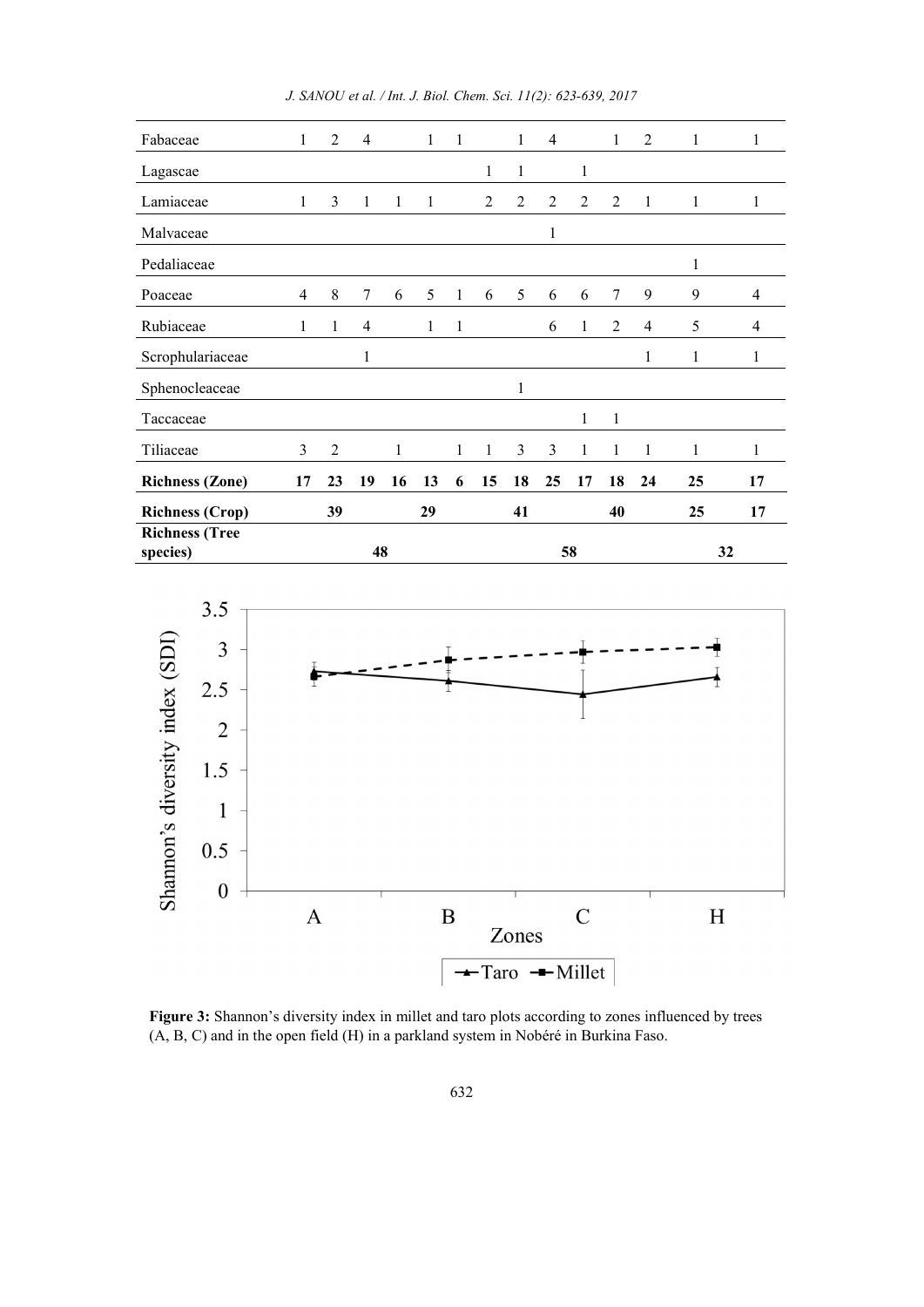| | | | | | | | | | | | | | | |
|---|---|---|---|---|---|---|---|---|---|---|---|---|---|---|
| Fabaceae | 1 | 2 | 4 | | 1 | 1 | | 1 | 4 | | 1 | 2 | 1 | 1 |
| Lagascae | | | | | | | 1 | 1 | | 1 | | | | |
| Lamiaceae | 1 | 3 | 1 | 1 | 1 | | 2 | 2 | 2 | 2 | 2 | 1 | 1 | 1 |
| Malvaceae | | | | | | | | | 1 | | | | | |
| Pedaliaceae | | | | | | | | | | | | | 1 | |
| Poaceae | 4 | 8 | 7 | 6 | 5 | 1 | 6 | 5 | 6 | 6 | 7 | 9 | 9 | 4 |
| Rubiaceae | 1 | 1 | 4 | | 1 | 1 | | | 6 | 1 | 2 | 4 | 5 | 4 |
| Scrophulariaceae | | | 1 | | | | | | | | | 1 | 1 | 1 |
| Sphenocleaceae | | | | | | | | 1 | | | | | | |
| Taccaceae | | | | | | | | | | 1 | 1 | | | |
| Tiliaceae | 3 | 2 | | 1 | | 1 | 1 | 3 | 3 | 1 | 1 | 1 | 1 | 1 |
| **Richness (Zone)** | **17** | **23** | **19** | **16** | **13** | **6** | **15** | **18** | **25** | **17** | **18** | **24** | **25** | **17** |
| **Richness (Crop)** | | **39** | | | **29** | | | **41** | | | **40** | | **25** | **17** |
| **Richness (Tree species)** | | | **48** | | | | | | **58** | | | | **32** | |

**Figure 3:** Shannon's diversity index in millet and taro plots according to zones influenced by trees (A, B, C) and in the open field (H) in a parkland system in Nobéré in Burkina Faso.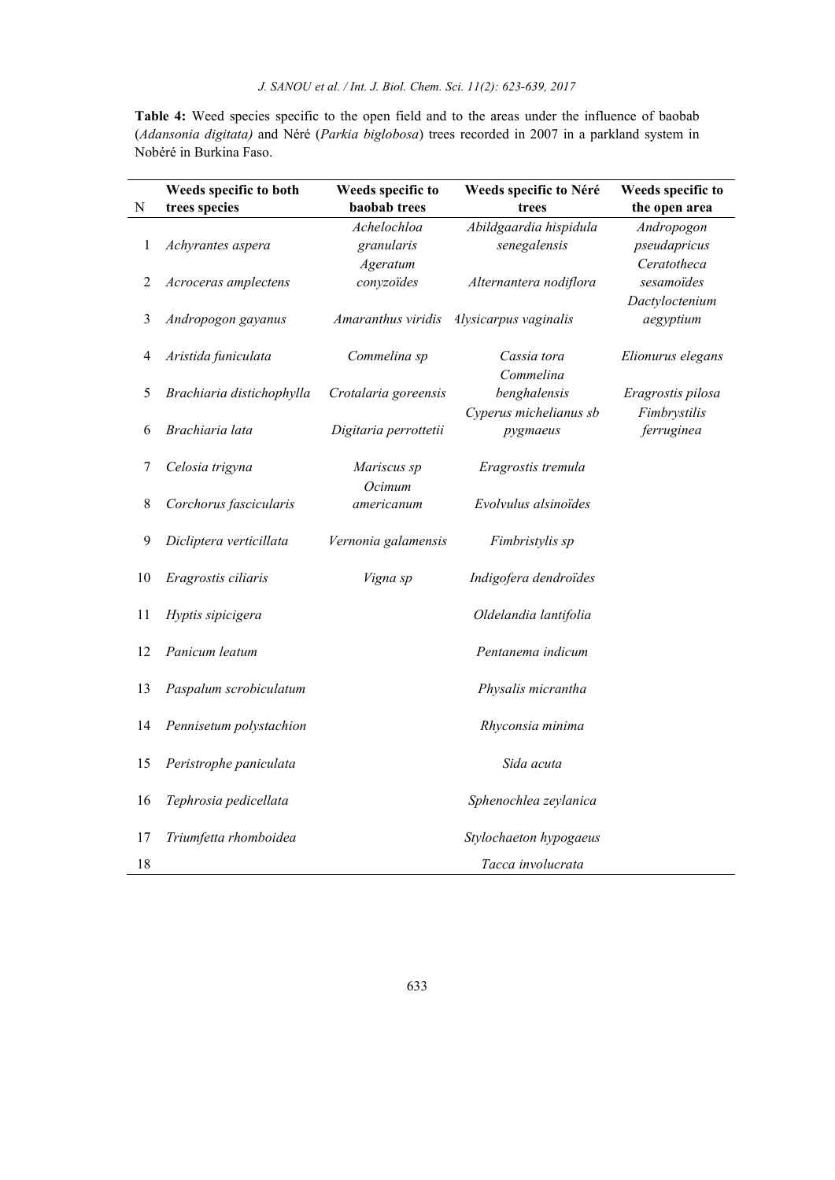**Table 4:** Weed species specific to the open field and to the areas under the influence of baobab (*Adansonia digitata)* and Néré (*Parkia biglobosa*) trees recorded in 2007 in a parkland system in Nobéré in Burkina Faso.

| N | Weeds specific to both trees species | Weeds specific to baobab trees | Weeds specific to Néré trees | Weeds specific to the open area |
|---|---|---|---|---|
| 1 | *Achyrantes aspera* | *Achelochloa granularis* | *Abildgaardia hispidula senegalensis* | *Andropogon pseudapricus* |
| 2 | *Acroceras amplectens* | *Ageratum conyzoïdes* | *Alternantera nodiflora* | *Ceratotheca sesamoïdes* |
| 3 | *Andropogon gayanus* | *Amaranthus viridis* | *Alysicarpus vaginalis* | *Dactyloctenium aegyptium* |
| 4 | *Aristida funiculata* | *Commelina sp* | *Cassia tora* | *Elionurus elegans* |
| 5 | *Brachiaria distichophylla* | *Crotalaria goreensis* | *Commelina benghalensis* | *Eragrostis pilosa* |
| 6 | *Brachiaria lata* | *Digitaria perrottetii* | *Cyperus michelianus sb pygmaeus* | *Fimbrystilis ferruginea* |
| 7 | *Celosia trigyna* | *Mariscus sp* | *Eragrostis tremula* | |
| 8 | *Corchorus fascicularis* | *Ocimum americanum* | *Evolvulus alsinoïdes* | |
| 9 | *Dicliptera verticillata* | *Vernonia galamensis* | *Fimbristylis sp* | |
| 10 | *Eragrostis ciliaris* | *Vigna sp* | *Indigofera dendroïdes* | |
| 11 | *Hyptis sipicigera* | | *Oldelandia lantifolia* | |
| 12 | *Panicum leatum* | | *Pentanema indicum* | |
| 13 | *Paspalum scrobiculatum* | | *Physalis micrantha* | |
| 14 | *Pennisetum polystachion* | | *Rhyconsia minima* | |
| 15 | *Peristrophe paniculata* | | *Sida acuta* | |
| 16 | *Tephrosia pedicellata* | | *Sphenochlea zeylanica* | |
| 17 | *Triumfetta rhomboidea* | | *Stylochaeton hypogaeus* | |
| 18 | | | *Tacca involucrata* | |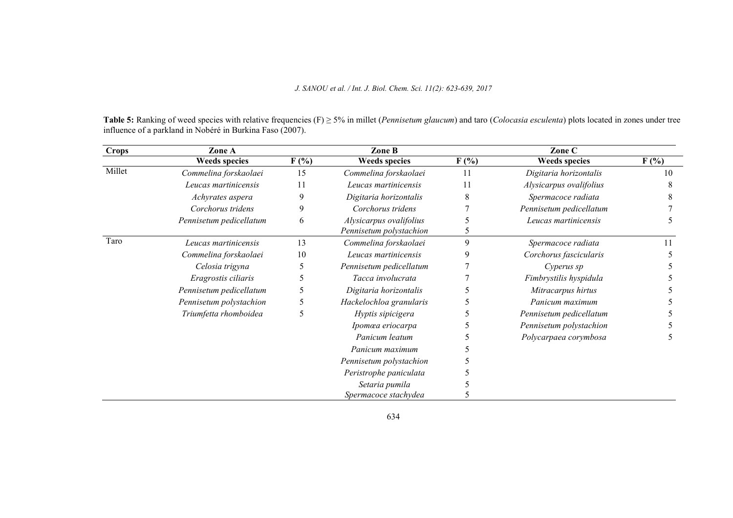**Table 5:** Ranking of weed species with relative frequencies (F) ≥ 5% in millet (*Pennisetum glaucum*) and taro (*Colocasia esculenta*) plots located in zones under tree influence of a parkland in Nobéré in Burkina Faso (2007).

| Crops | Zone A | | Zone B | | Zone C | |
|---|---|---|---|---|---|---|
| | **Weeds species** | **F (%)** | **Weeds species** | **F (%)** | **Weeds species** | **F (%)** |
| Millet | *Commelina forskaolaei* | 15 | *Commelina forskaolaei* | 11 | *Digitaria horizontalis* | 10 |
| | *Leucas martinicensis* | 11 | *Leucas martinicensis* | 11 | *Alysicarpus ovalifolius* | 8 |
| | *Achyrates aspera* | 9 | *Digitaria horizontalis* | 8 | *Spermacoce radiata* | 8 |
| | *Corchorus tridens* | 9 | *Corchorus tridens* | 7 | *Pennisetum pedicellatum* | 7 |
| | *Pennisetum pedicellatum* | 6 | *Alysicarpus ovalifolius* | 5 | *Leucas martinicensis* | 5 |
| | | | *Pennisetum polystachion* | 5 | | |
| Taro | *Leucas martinicensis* | 13 | *Commelina forskaolaei* | 9 | *Spermacoce radiata* | 11 |
| | *Commelina forskaolaei* | 10 | *Leucas martinicensis* | 9 | *Corchorus fascicularis* | 5 |
| | *Celosia trigyna* | 5 | *Pennisetum pedicellatum* | 7 | *Cyperus sp* | 5 |
| | *Eragrostis ciliaris* | 5 | *Tacca involucrata* | 7 | *Fimbrystilis hyspidula* | 5 |
| | *Pennisetum pedicellatum* | 5 | *Digitaria horizontalis* | 5 | *Mitracarpus hirtus* | 5 |
| | *Pennisetum polystachion* | 5 | *Hackelochloa granularis* | 5 | *Panicum maximum* | 5 |
| | *Triumfetta rhomboidea* | 5 | *Hyptis sipicigera* | 5 | *Pennisetum pedicellatum* | 5 |
| | | | *Ipomœa eriocarpa* | 5 | *Pennisetum polystachion* | 5 |
| | | | *Panicum leatum* | 5 | *Polycarpaea corymbosa* | 5 |
| | | | *Panicum maximum* | 5 | | |
| | | | *Pennisetum polystachion* | 5 | | |
| | | | *Peristrophe paniculata* | 5 | | |
| | | | *Setaria pumila* | 5 | | |
| | | | *Spermacoce stachydea* | 5 | | |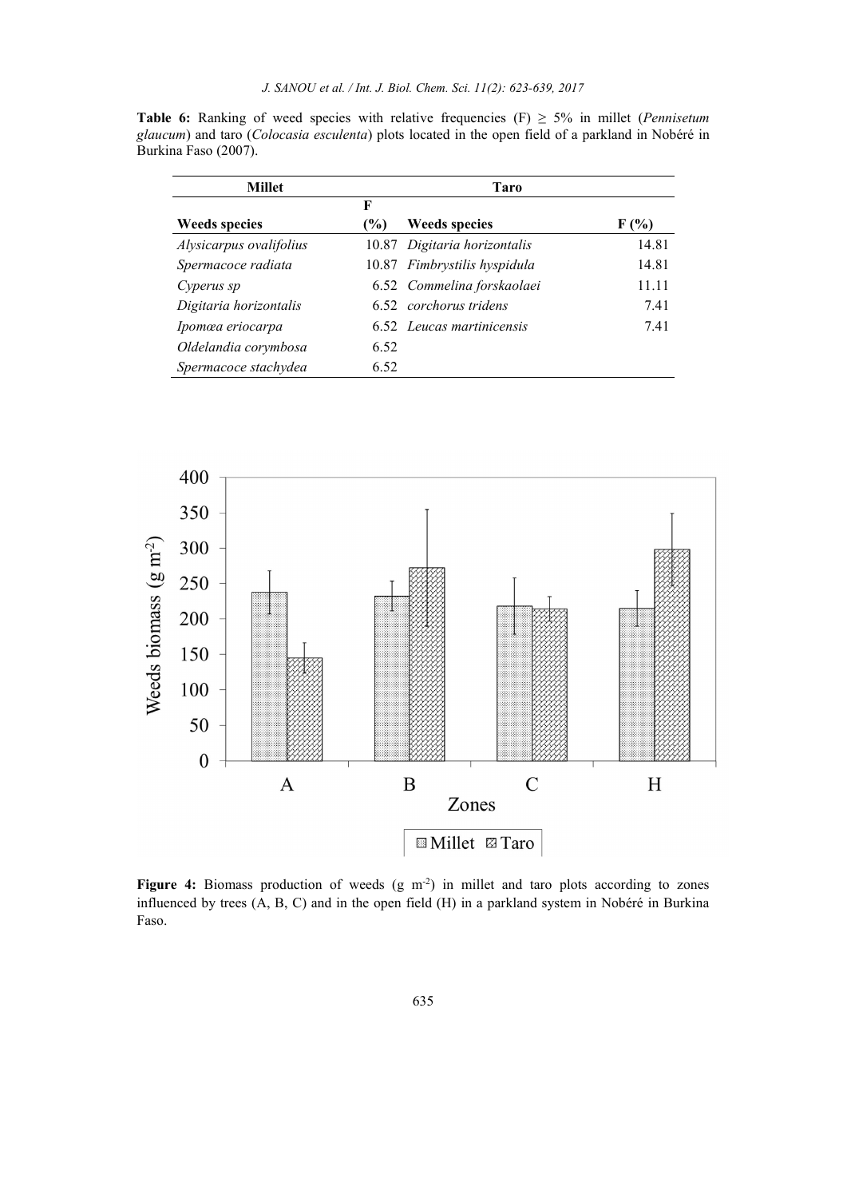**Table 6:** Ranking of weed species with relative frequencies (F) ≥ 5% in millet (*Pennisetum glaucum*) and taro (*Colocasia esculenta*) plots located in the open field of a parkland in Nobéré in Burkina Faso (2007).

| Millet | | Taro | |
|---|---|---|---|
| **Weeds species** | **F (%)** | **Weeds species** | **F (%)** |
| *Alysicarpus ovalifolius* | 10.87 | *Digitaria horizontalis* | 14.81 |
| *Spermacoce radiata* | 10.87 | *Fimbrystilis hyspidula* | 14.81 |
| *Cyperus sp* | 6.52 | *Commelina forskaolaei* | 11.11 |
| *Digitaria horizontalis* | 6.52 | *corchorus tridens* | 7.41 |
| *Ipomœa eriocarpa* | 6.52 | *Leucas martinicensis* | 7.41 |
| *Oldelandia corymbosa* | 6.52 | | |
| *Spermacoce stachydea* | 6.52 | | |

**Figure 4:** Biomass production of weeds (g m$^{-2}$) in millet and taro plots according to zones influenced by trees (A, B, C) and in the open field (H) in a parkland system in Nobéré in Burkina Faso.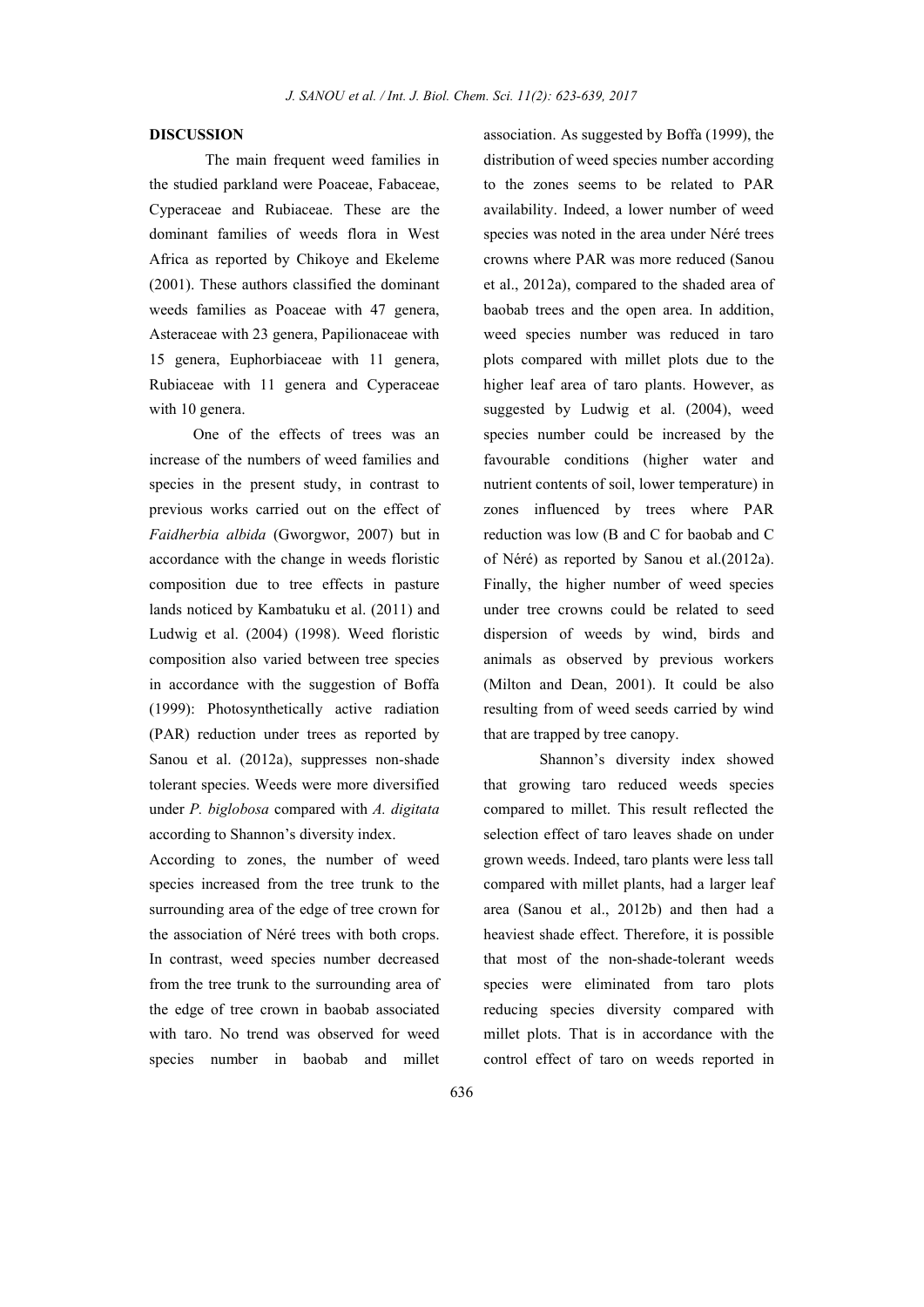## DISCUSSION

The main frequent weed families in the studied parkland were Poaceae, Fabaceae, Cyperaceae and Rubiaceae. These are the dominant families of weeds flora in West Africa as reported by Chikoye and Ekeleme (2001). These authors classified the dominant weeds families as Poaceae with 47 genera, Asteraceae with 23 genera, Papilionaceae with 15 genera, Euphorbiaceae with 11 genera, Rubiaceae with 11 genera and Cyperaceae with 10 genera.

One of the effects of trees was an increase of the numbers of weed families and species in the present study, in contrast to previous works carried out on the effect of *Faidherbia albida* (Gworgwor, 2007) but in accordance with the change in weeds floristic composition due to tree effects in pasture lands noticed by Kambatuku et al. (2011) and Ludwig et al. (2004) (1998). Weed floristic composition also varied between tree species in accordance with the suggestion of Boffa (1999): Photosynthetically active radiation (PAR) reduction under trees as reported by Sanou et al. (2012a), suppresses non-shade tolerant species. Weeds were more diversified under *P. biglobosa* compared with *A. digitata* according to Shannon's diversity index.

According to zones, the number of weed species increased from the tree trunk to the surrounding area of the edge of tree crown for the association of Néré trees with both crops. In contrast, weed species number decreased from the tree trunk to the surrounding area of the edge of tree crown in baobab associated with taro. No trend was observed for weed species number in baobab and millet association. As suggested by Boffa (1999), the distribution of weed species number according to the zones seems to be related to PAR availability. Indeed, a lower number of weed species was noted in the area under Néré trees crowns where PAR was more reduced (Sanou et al., 2012a), compared to the shaded area of baobab trees and the open area. In addition, weed species number was reduced in taro plots compared with millet plots due to the higher leaf area of taro plants. However, as suggested by Ludwig et al. (2004), weed species number could be increased by the favourable conditions (higher water and nutrient contents of soil, lower temperature) in zones influenced by trees where PAR reduction was low (B and C for baobab and C of Néré) as reported by Sanou et al.(2012a). Finally, the higher number of weed species under tree crowns could be related to seed dispersion of weeds by wind, birds and animals as observed by previous workers (Milton and Dean, 2001). It could be also resulting from of weed seeds carried by wind that are trapped by tree canopy.

Shannon's diversity index showed that growing taro reduced weeds species compared to millet. This result reflected the selection effect of taro leaves shade on under grown weeds. Indeed, taro plants were less tall compared with millet plants, had a larger leaf area (Sanou et al., 2012b) and then had a heaviest shade effect. Therefore, it is possible that most of the non-shade-tolerant weeds species were eliminated from taro plots reducing species diversity compared with millet plots. That is in accordance with the control effect of taro on weeds reported in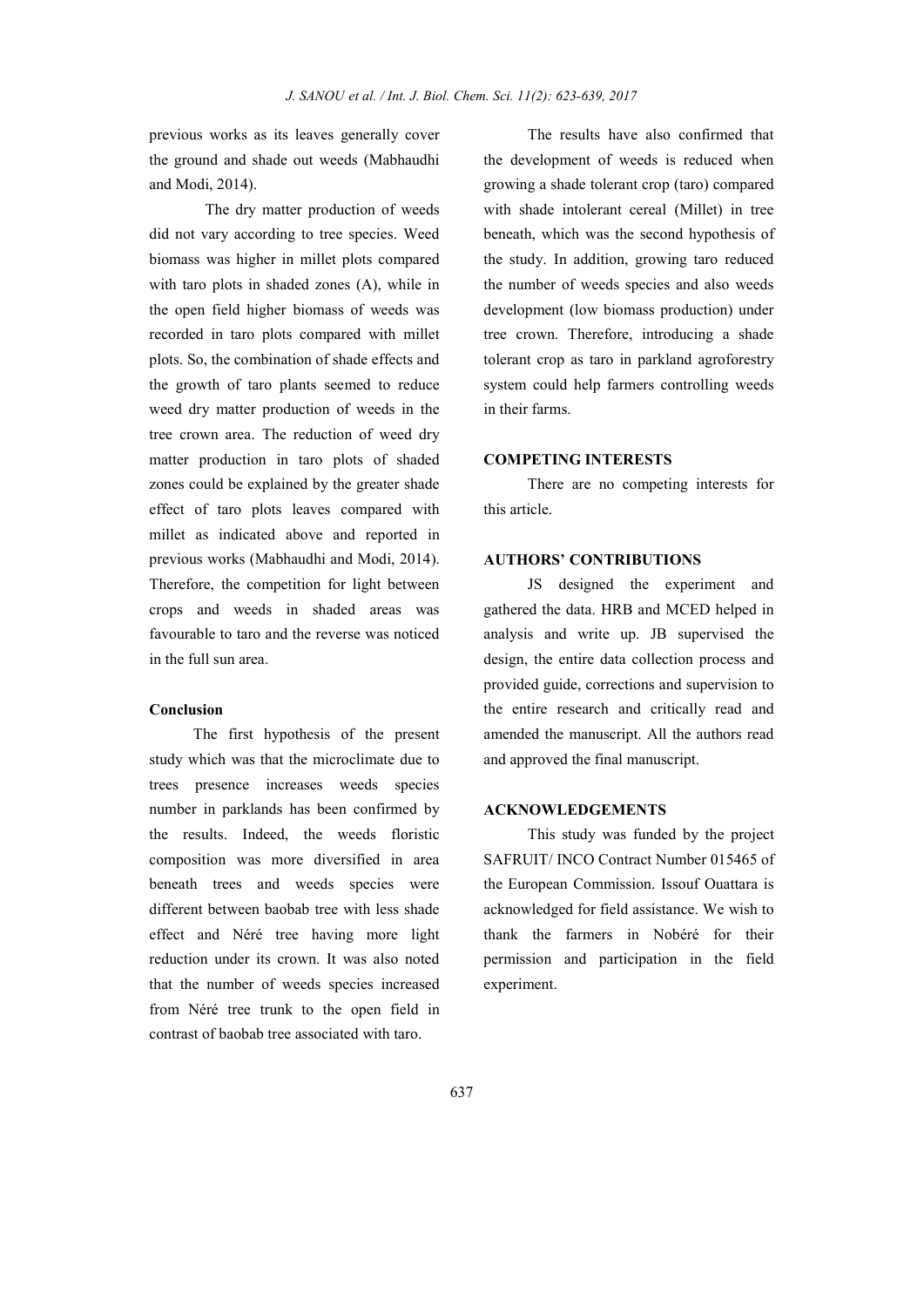previous works as its leaves generally cover the ground and shade out weeds (Mabhaudhi and Modi, 2014).

The dry matter production of weeds did not vary according to tree species. Weed biomass was higher in millet plots compared with taro plots in shaded zones (A), while in the open field higher biomass of weeds was recorded in taro plots compared with millet plots. So, the combination of shade effects and the growth of taro plants seemed to reduce weed dry matter production of weeds in the tree crown area. The reduction of weed dry matter production in taro plots of shaded zones could be explained by the greater shade effect of taro plots leaves compared with millet as indicated above and reported in previous works (Mabhaudhi and Modi, 2014). Therefore, the competition for light between crops and weeds in shaded areas was favourable to taro and the reverse was noticed in the full sun area.

### Conclusion

The first hypothesis of the present study which was that the microclimate due to trees presence increases weeds species number in parklands has been confirmed by the results. Indeed, the weeds floristic composition was more diversified in area beneath trees and weeds species were different between baobab tree with less shade effect and Néré tree having more light reduction under its crown. It was also noted that the number of weeds species increased from Néré tree trunk to the open field in contrast of baobab tree associated with taro.

The results have also confirmed that the development of weeds is reduced when growing a shade tolerant crop (taro) compared with shade intolerant cereal (Millet) in tree beneath, which was the second hypothesis of the study. In addition, growing taro reduced the number of weeds species and also weeds development (low biomass production) under tree crown. Therefore, introducing a shade tolerant crop as taro in parkland agroforestry system could help farmers controlling weeds in their farms.

### COMPETING INTERESTS

There are no competing interests for this article.

### AUTHORS' CONTRIBUTIONS

JS designed the experiment and gathered the data. HRB and MCED helped in analysis and write up. JB supervised the design, the entire data collection process and provided guide, corrections and supervision to the entire research and critically read and amended the manuscript. All the authors read and approved the final manuscript.

### ACKNOWLEDGEMENTS

This study was funded by the project SAFRUIT/ INCO Contract Number 015465 of the European Commission. Issouf Ouattara is acknowledged for field assistance. We wish to thank the farmers in Nobéré for their permission and participation in the field experiment.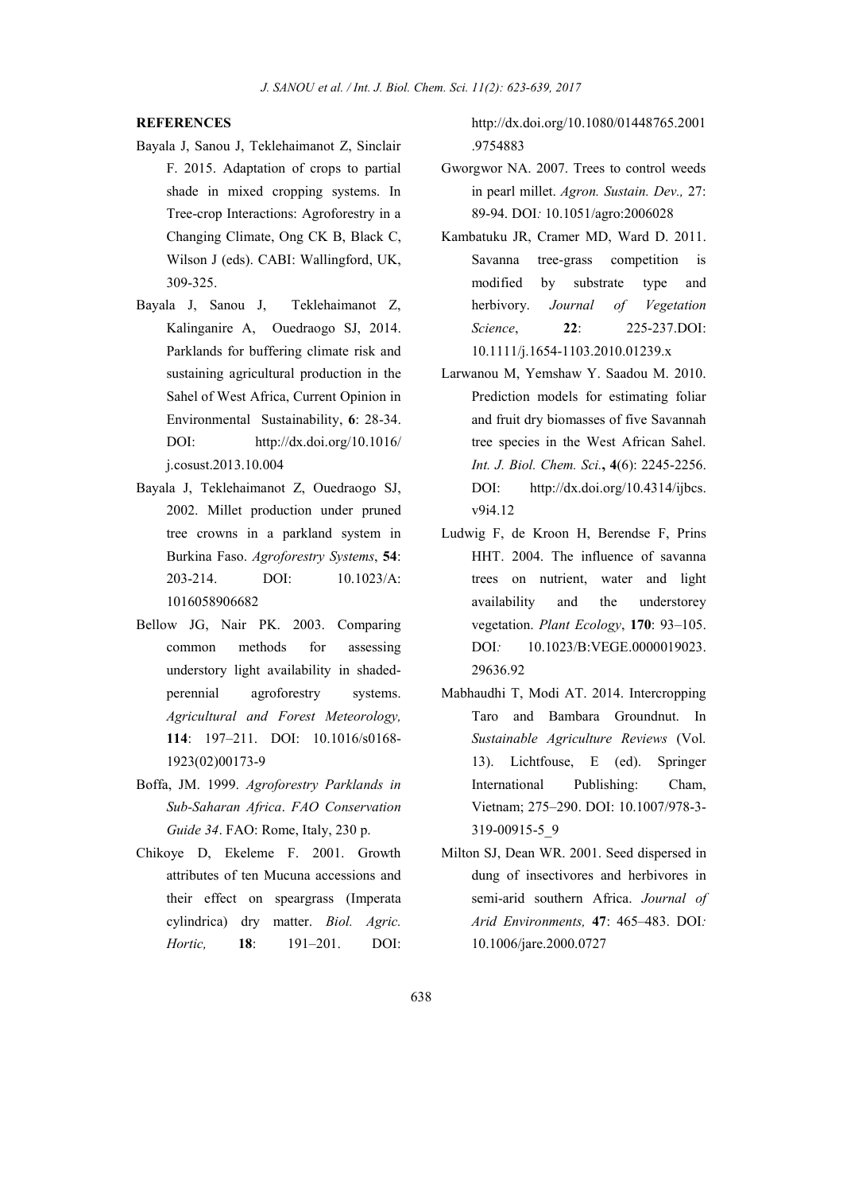## REFERENCES

Bayala J, Sanou J, Teklehaimanot Z, Sinclair F. 2015. Adaptation of crops to partial shade in mixed cropping systems. In Tree-crop Interactions: Agroforestry in a Changing Climate, Ong CK B, Black C, Wilson J (eds). CABI: Wallingford, UK, 309-325.

Bayala J, Sanou J, Teklehaimanot Z, Kalinganire A, Ouedraogo SJ, 2014. Parklands for buffering climate risk and sustaining agricultural production in the Sahel of West Africa, Current Opinion in Environmental Sustainability, **6**: 28-34. DOI: http://dx.doi.org/10.1016/j.cosust.2013.10.004

Bayala J, Teklehaimanot Z, Ouedraogo SJ, 2002. Millet production under pruned tree crowns in a parkland system in Burkina Faso. *Agroforestry Systems*, **54**: 203-214. DOI: 10.1023/A:1016058906682

Bellow JG, Nair PK. 2003. Comparing common methods for assessing understory light availability in shaded-perennial agroforestry systems. *Agricultural and Forest Meteorology,* **114**: 197–211. DOI: 10.1016/s0168-1923(02)00173-9

Boffa, JM. 1999. *Agroforestry Parklands in Sub-Saharan Africa*. *FAO Conservation Guide 34*. FAO: Rome, Italy, 230 p.

Chikoye D, Ekeleme F. 2001. Growth attributes of ten Mucuna accessions and their effect on speargrass (Imperata cylindrica) dry matter. *Biol. Agric. Hortic,* **18**: 191–201. DOI: http://dx.doi.org/10.1080/01448765.2001.9754883

Gworgwor NA. 2007. Trees to control weeds in pearl millet. *Agron. Sustain. Dev.,* 27: 89-94. DOI*:* 10.1051/agro:2006028

Kambatuku JR, Cramer MD, Ward D. 2011. Savanna tree-grass competition is modified by substrate type and herbivory. *Journal of Vegetation Science*, **22**: 225-237.DOI: 10.1111/j.1654-1103.2010.01239.x

Larwanou M, Yemshaw Y. Saadou M. 2010. Prediction models for estimating foliar and fruit dry biomasses of five Savannah tree species in the West African Sahel. *Int. J. Biol. Chem. Sci.***, 4**(6): 2245-2256. DOI: http://dx.doi.org/10.4314/ijbcs.v9i4.12

Ludwig F, de Kroon H, Berendse F, Prins HHT. 2004. The influence of savanna trees on nutrient, water and light availability and the understorey vegetation. *Plant Ecology*, **170**: 93–105. DOI*:* 10.1023/B:VEGE.0000019023.29636.92

Mabhaudhi T, Modi AT. 2014. Intercropping Taro and Bambara Groundnut. In *Sustainable Agriculture Reviews* (Vol. 13). Lichtfouse, E (ed). Springer International Publishing: Cham, Vietnam; 275–290. DOI: 10.1007/978-3-319-00915-5_9

Milton SJ, Dean WR. 2001. Seed dispersed in dung of insectivores and herbivores in semi-arid southern Africa. *Journal of Arid Environments,* **47**: 465–483. DOI*:* 10.1006/jare.2000.0727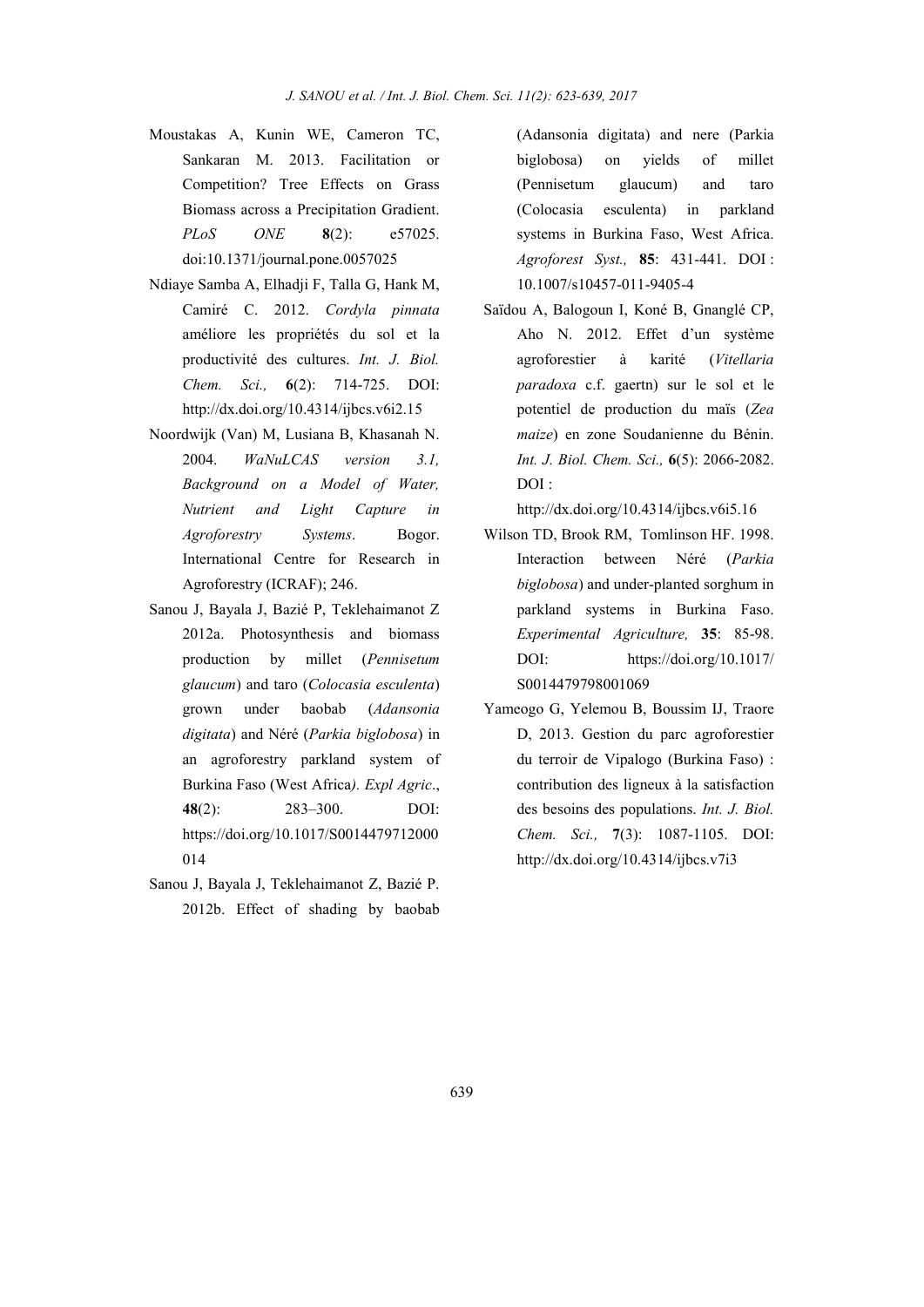Moustakas A, Kunin WE, Cameron TC, Sankaran M. 2013. Facilitation or Competition? Tree Effects on Grass Biomass across a Precipitation Gradient. *PLoS ONE* **8**(2): e57025. doi:10.1371/journal.pone.0057025

Ndiaye Samba A, Elhadji F, Talla G, Hank M, Camiré C. 2012. *Cordyla pinnata* améliore les propriétés du sol et la productivité des cultures. *Int. J. Biol. Chem. Sci.,* **6**(2): 714-725. DOI: http://dx.doi.org/10.4314/ijbcs.v6i2.15

Noordwijk (Van) M, Lusiana B, Khasanah N. 2004. *WaNuLCAS version 3.1, Background on a Model of Water, Nutrient and Light Capture in Agroforestry Systems*. Bogor. International Centre for Research in Agroforestry (ICRAF); 246.

Sanou J, Bayala J, Bazié P, Teklehaimanot Z 2012a. Photosynthesis and biomass production by millet (*Pennisetum glaucum*) and taro (*Colocasia esculenta*) grown under baobab (*Adansonia digitata*) and Néré (*Parkia biglobosa*) in an agroforestry parkland system of Burkina Faso (West Africa*). Expl Agric*., **48**(2): 283–300. DOI: https://doi.org/10.1017/S0014479712000014

Sanou J, Bayala J, Teklehaimanot Z, Bazié P. 2012b. Effect of shading by baobab (Adansonia digitata) and nere (Parkia biglobosa) on yields of millet (Pennisetum glaucum) and taro (Colocasia esculenta) in parkland systems in Burkina Faso, West Africa. *Agroforest Syst.,* **85**: 431-441. DOI : 10.1007/s10457-011-9405-4

Saïdou A, Balogoun I, Koné B, Gnanglé CP, Aho N. 2012. Effet d'un système agroforestier à karité (*Vitellaria paradoxa* c.f. gaertn) sur le sol et le potentiel de production du maïs (*Zea maize*) en zone Soudanienne du Bénin. *Int. J. Biol. Chem. Sci.,* **6**(5): 2066-2082. DOI : http://dx.doi.org/10.4314/ijbcs.v6i5.16

Wilson TD, Brook RM, Tomlinson HF. 1998. Interaction between Néré (*Parkia biglobosa*) and under-planted sorghum in parkland systems in Burkina Faso. *Experimental Agriculture,* **35**: 85-98. DOI: https://doi.org/10.1017/S0014479798001069

Yameogo G, Yelemou B, Boussim IJ, Traore D, 2013. Gestion du parc agroforestier du terroir de Vipalogo (Burkina Faso) : contribution des ligneux à la satisfaction des besoins des populations. *Int. J. Biol. Chem. Sci.,* **7**(3): 1087-1105. DOI: http://dx.doi.org/10.4314/ijbcs.v7i3